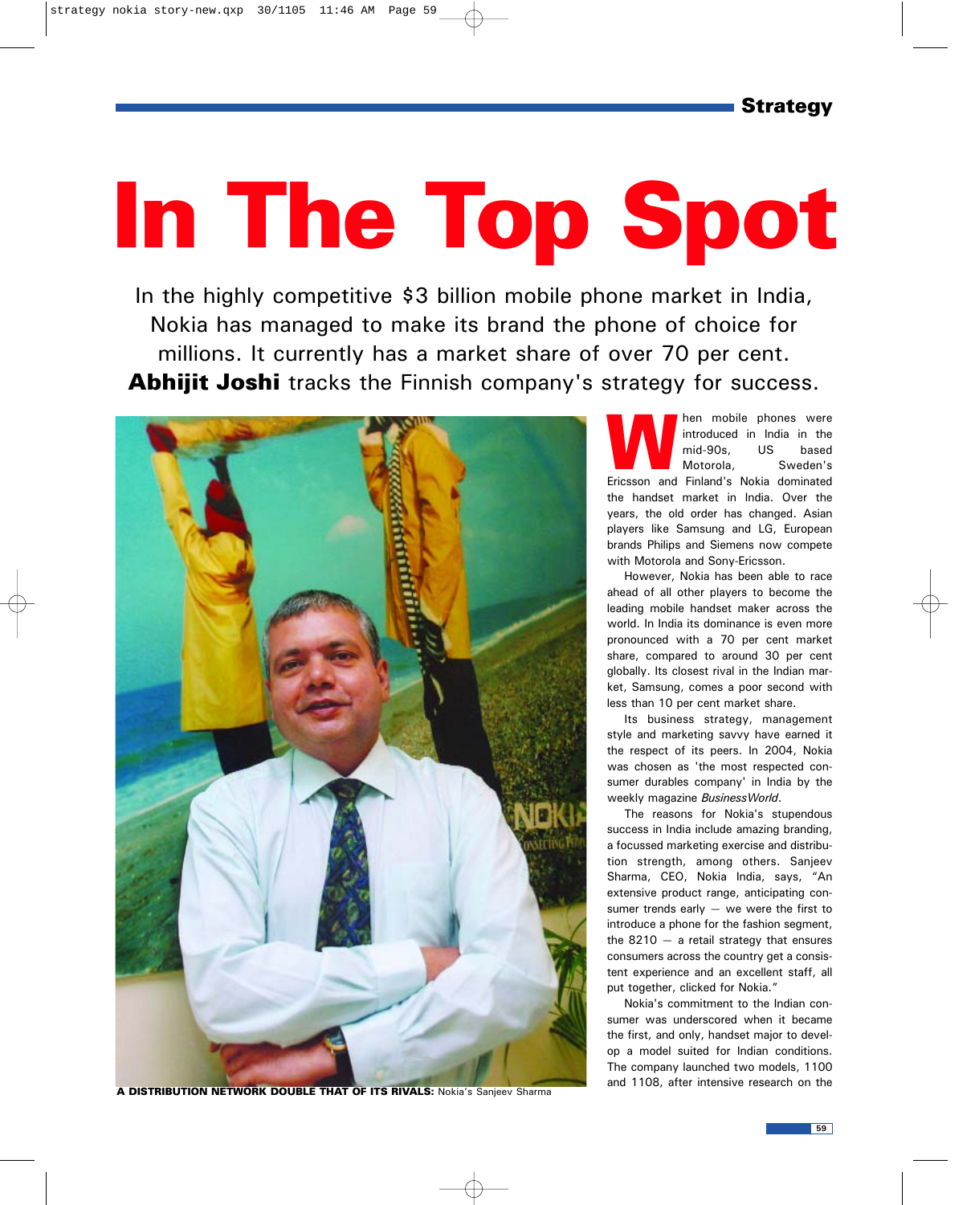# In The Top Spot

In the highly competitive $3 billion mobile phone market in India, Nokia has managed to make its brand the phone of choice for millions. It currently has a market share of over 70 per cent. **Abhijit Joshi** tracks the Finnish company's strategy for success.

**A DISTRIBUTION NETWORK DOUBLE THAT OF ITS RIVALS:** Nokia's Sanjeev Sharma

When mobile phones were introduced in India in the mid-90s, US based Motorola, Sweden's Ericsson and Finland's Nokia dominated the handset market in India. Over the years, the old order has changed. Asian players like Samsung and LG, European brands Philips and Siemens now compete with Motorola and Sony-Ericsson.

However, Nokia has been able to race ahead of all other players to become the leading mobile handset maker across the world. In India its dominance is even more pronounced with a 70 per cent market share, compared to around 30 per cent globally. Its closest rival in the Indian market, Samsung, comes a poor second with less than 10 per cent market share.

Its business strategy, management style and marketing savvy have earned it the respect of its peers. In 2004, Nokia was chosen as 'the most respected consumer durables company' in India by the weekly magazine *BusinessWorld*.

The reasons for Nokia's stupendous success in India include amazing branding, a focussed marketing exercise and distribution strength, among others. Sanjeev Sharma, CEO, Nokia India, says, "An extensive product range, anticipating consumer trends early — we were the first to introduce a phone for the fashion segment, the 8210 — a retail strategy that ensures consumers across the country get a consistent experience and an excellent staff, all put together, clicked for Nokia."

Nokia's commitment to the Indian consumer was underscored when it became the first, and only, handset major to develop a model suited for Indian conditions. The company launched two models, 1100 and 1108, after intensive research on the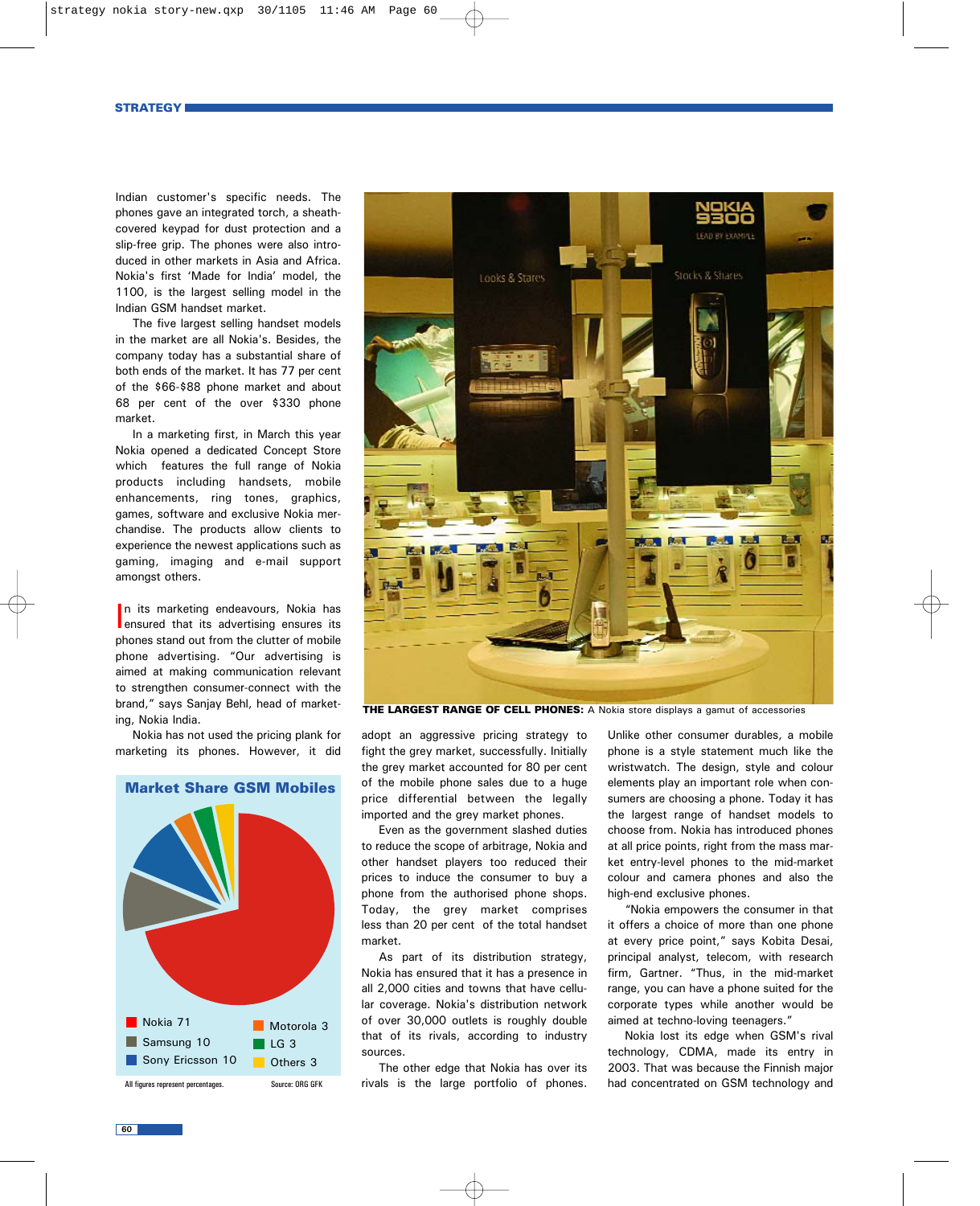Indian customer's specific needs. The phones gave an integrated torch, a sheath-covered keypad for dust protection and a slip-free grip. The phones were also introduced in other markets in Asia and Africa. Nokia's first 'Made for India' model, the 1100, is the largest selling model in the Indian GSM handset market.

The five largest selling handset models in the market are all Nokia's. Besides, the company today has a substantial share of both ends of the market. It has 77 per cent of the $66-$88 phone market and about 68 per cent of the over $330 phone market.

In a marketing first, in March this year Nokia opened a dedicated Concept Store which features the full range of Nokia products including handsets, mobile enhancements, ring tones, graphics, games, software and exclusive Nokia merchandise. The products allow clients to experience the newest applications such as gaming, imaging and e-mail support amongst others.

In its marketing endeavours, Nokia has ensured that its advertising ensures its phones stand out from the clutter of mobile phone advertising. "Our advertising is aimed at making communication relevant to strengthen consumer-connect with the brand," says Sanjay Behl, head of marketing, Nokia India.

Nokia has not used the pricing plank for marketing its phones. However, it did adopt an aggressive pricing strategy to fight the grey market, successfully. Initially the grey market accounted for 80 per cent of the mobile phone sales due to a huge price differential between the legally imported and the grey market phones.

Even as the government slashed duties to reduce the scope of arbitrage, Nokia and other handset players too reduced their prices to induce the consumer to buy a phone from the authorised phone shops. Today, the grey market comprises less than 20 per cent of the total handset market.

As part of its distribution strategy, Nokia has ensured that it has a presence in all 2,000 cities and towns that have cellular coverage. Nokia's distribution network of over 30,000 outlets is roughly double that of its rivals, according to industry sources.

The other edge that Nokia has over its rivals is the large portfolio of phones. Unlike other consumer durables, a mobile phone is a style statement much like the wristwatch. The design, style and colour elements play an important role when consumers are choosing a phone. Today it has the largest range of handset models to choose from. Nokia has introduced phones at all price points, right from the mass market entry-level phones to the mid-market colour and camera phones and also the high-end exclusive phones.

"Nokia empowers the consumer in that it offers a choice of more than one phone at every price point," says Kobita Desai, principal analyst, telecom, with research firm, Gartner. "Thus, in the mid-market range, you can have a phone suited for the corporate types while another would be aimed at techno-loving teenagers."

Nokia lost its edge when GSM's rival technology, CDMA, made its entry in 2003. That was because the Finnish major had concentrated on GSM technology and

**THE LARGEST RANGE OF CELL PHONES:** A Nokia store displays a gamut of accessories

**Market Share GSM Mobiles**

| Company | Share |
|---|---|
| Nokia | 71 |
| Samsung | 10 |
| Sony Ericsson | 10 |
| Motorola | 3 |
| LG | 3 |
| Others | 3 |

All figures represent percentages. Source: ORG GFK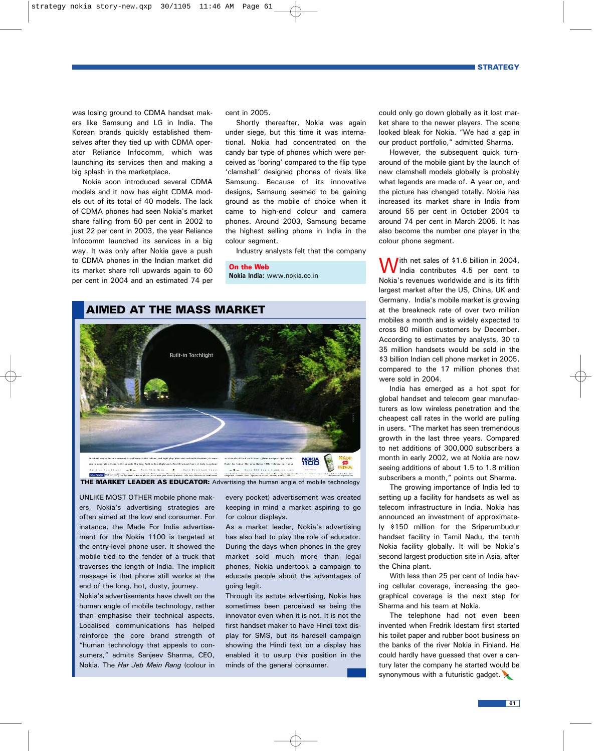was losing ground to CDMA handset makers like Samsung and LG in India. The Korean brands quickly established themselves after they tied up with CDMA operator Reliance Infocomm, which was launching its services then and making a big splash in the marketplace.

Nokia soon introduced several CDMA models and it now has eight CDMA models out of its total of 40 models. The lack of CDMA phones had seen Nokia's market share falling from 50 per cent in 2002 to just 22 per cent in 2003, the year Reliance Infocomm launched its services in a big way. It was only after Nokia gave a push to CDMA phones in the Indian market did its market share roll upwards again to 60 per cent in 2004 and an estimated 74 per cent in 2005.

Shortly thereafter, Nokia was again under siege, but this time it was international. Nokia had concentrated on the candy bar type of phones which were perceived as 'boring' compared to the flip type 'clamshell' designed phones of rivals like Samsung. Because of its innovative designs, Samsung seemed to be gaining ground as the mobile of choice when it came to high-end colour and camera phones. Around 2003, Samsung became the highest selling phone in India in the colour segment.

Industry analysts felt that the company could only go down globally as it lost market share to the newer players. The scene looked bleak for Nokia. "We had a gap in our product portfolio," admitted Sharma.

However, the subsequent quick turnaround of the mobile giant by the launch of new clamshell models globally is probably what legends are made of. A year on, and the picture has changed totally. Nokia has increased its market share in India from around 55 per cent in October 2004 to around 74 per cent in March 2005. It has also become the number one player in the colour phone segment.

**On the Web**
**Nokia India:** www.nokia.co.in

With net sales of $1.6 billion in 2004, India contributes 4.5 per cent to Nokia's revenues worldwide and is its fifth largest market after the US, China, UK and Germany. India's mobile market is growing at the breakneck rate of over two million mobiles a month and is widely expected to cross 80 million customers by December. According to estimates by analysts, 30 to 35 million handsets would be sold in the $3 billion Indian cell phone market in 2005, compared to the 17 million phones that were sold in 2004.

India has emerged as a hot spot for global handset and telecom gear manufacturers as low wireless penetration and the cheapest call rates in the world are pulling in users. "The market has seen tremendous growth in the last three years. Compared to net additions of 300,000 subscribers a month in early 2002, we at Nokia are now seeing additions of about 1.5 to 1.8 million subscribers a month," points out Sharma.

The growing importance of India led to setting up a facility for handsets as well as telecom infrastructure in India. Nokia has announced an investment of approximately $150 million for the Sriperumbudur handset facility in Tamil Nadu, the tenth Nokia facility globally. It will be Nokia's second largest production site in Asia, after the China plant.

With less than 25 per cent of India having cellular coverage, increasing the geographical coverage is the next step for Sharma and his team at Nokia.

The telephone had not even been invented when Fredrik Idestam first started his toilet paper and rubber boot business on the banks of the river Nokia in Finland. He could hardly have guessed that over a century later the company he started would be synonymous with a futuristic gadget.

## AIMED AT THE MASS MARKET

**THE MARKET LEADER AS EDUCATOR:** Advertising the human angle of mobile technology

UNLIKE MOST OTHER mobile phone makers, Nokia's advertising strategies are often aimed at the low end consumer. For instance, the Made For India advertisement for the Nokia 1100 is targeted at the entry-level phone user. It showed the mobile tied to the fender of a truck that traverses the length of India. The implicit message is that phone still works at the end of the long, hot, dusty, journey.

Nokia's advertisements have dwelt on the human angle of mobile technology, rather than emphasise their technical aspects. Localised communications has helped reinforce the core brand strength of "human technology that appeals to consumers," admits Sanjeev Sharma, CEO, Nokia. The *Har Jeb Mein Rang* (colour in every pocket) advertisement was created keeping in mind a market aspiring to go for colour displays.

As a market leader, Nokia's advertising has also had to play the role of educator. During the days when phones in the grey market sold much more than legal phones, Nokia undertook a campaign to educate people about the advantages of going legit.

Through its astute advertising, Nokia has sometimes been perceived as being the innovator even when it is not. It is not the first handset maker to have Hindi text display for SMS, but its hardsell campaign showing the Hindi text on a display has enabled it to usurp this position in the minds of the general consumer.